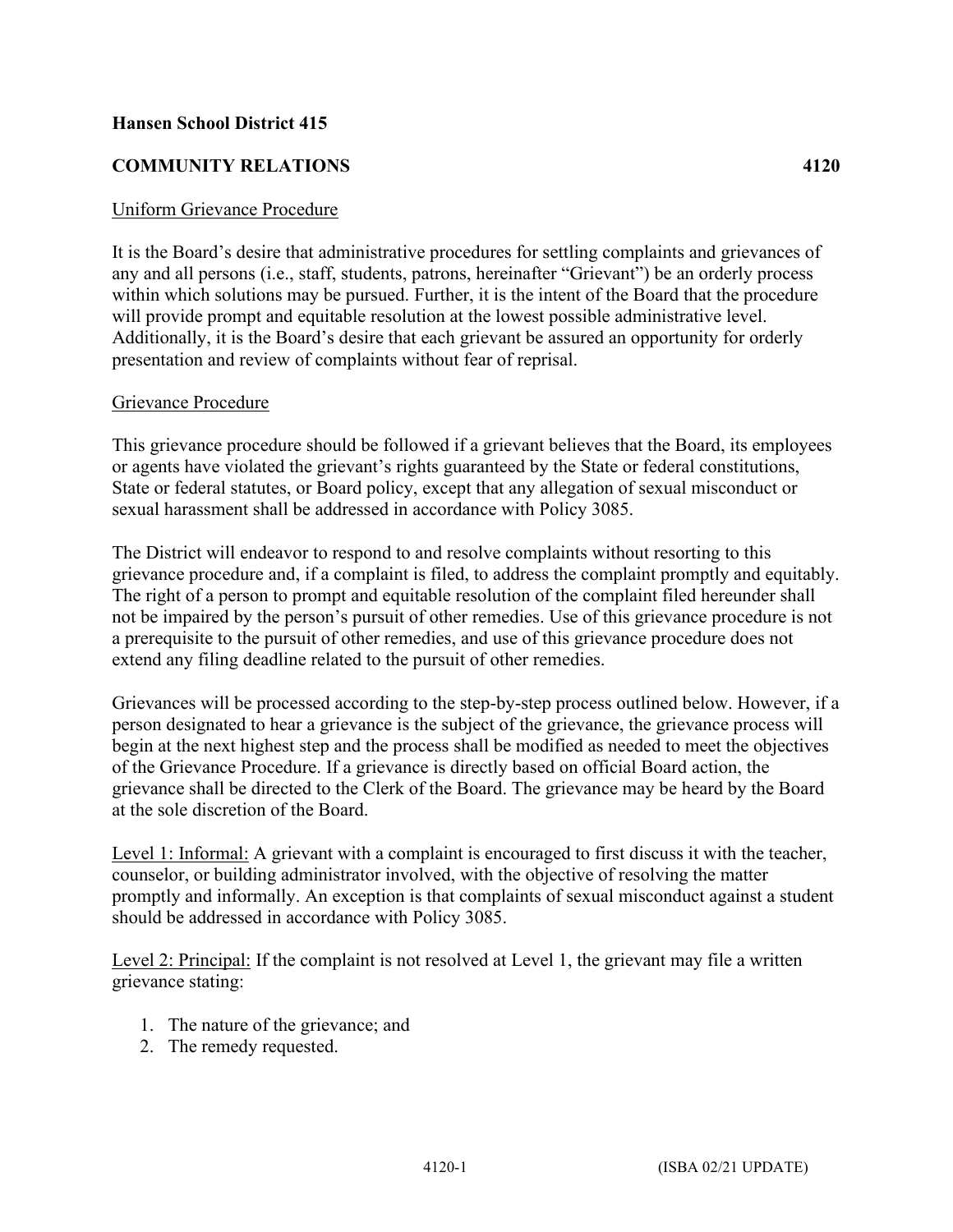**Hansen School District 415**

**COMMUNITY RELATIONS 4120**

Uniform Grievance Procedure

It is the Board's desire that administrative procedures for settling complaints and grievances of any and all persons (i.e., staff, students, patrons, hereinafter "Grievant") be an orderly process within which solutions may be pursued. Further, it is the intent of the Board that the procedure will provide prompt and equitable resolution at the lowest possible administrative level. Additionally, it is the Board's desire that each grievant be assured an opportunity for orderly presentation and review of complaints without fear of reprisal.

Grievance Procedure

This grievance procedure should be followed if a grievant believes that the Board, its employees or agents have violated the grievant's rights guaranteed by the State or federal constitutions, State or federal statutes, or Board policy, except that any allegation of sexual misconduct or sexual harassment shall be addressed in accordance with Policy 3085.

The District will endeavor to respond to and resolve complaints without resorting to this grievance procedure and, if a complaint is filed, to address the complaint promptly and equitably. The right of a person to prompt and equitable resolution of the complaint filed hereunder shall not be impaired by the person's pursuit of other remedies. Use of this grievance procedure is not a prerequisite to the pursuit of other remedies, and use of this grievance procedure does not extend any filing deadline related to the pursuit of other remedies.

Grievances will be processed according to the step-by-step process outlined below. However, if a person designated to hear a grievance is the subject of the grievance, the grievance process will begin at the next highest step and the process shall be modified as needed to meet the objectives of the Grievance Procedure. If a grievance is directly based on official Board action, the grievance shall be directed to the Clerk of the Board. The grievance may be heard by the Board at the sole discretion of the Board.

Level 1: Informal: A grievant with a complaint is encouraged to first discuss it with the teacher, counselor, or building administrator involved, with the objective of resolving the matter promptly and informally. An exception is that complaints of sexual misconduct against a student should be addressed in accordance with Policy 3085.

Level 2: Principal: If the complaint is not resolved at Level 1, the grievant may file a written grievance stating:

1. The nature of the grievance; and
2. The remedy requested.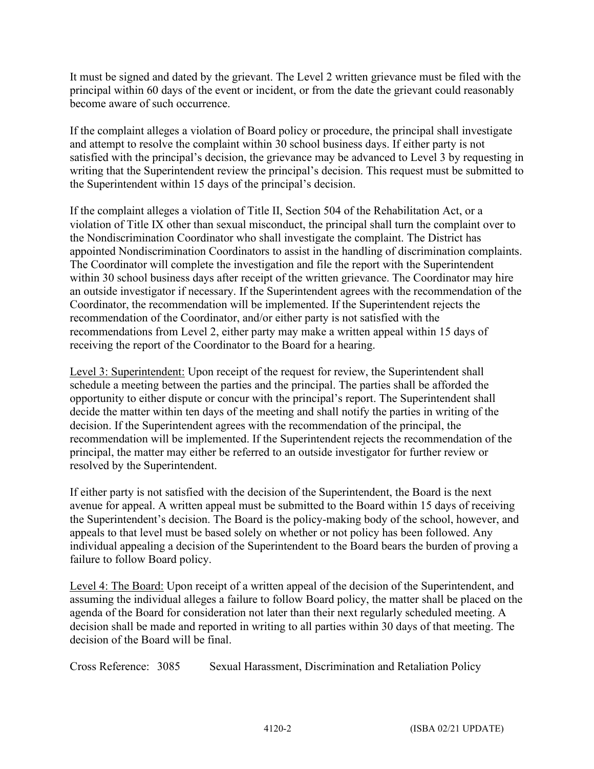It must be signed and dated by the grievant. The Level 2 written grievance must be filed with the principal within 60 days of the event or incident, or from the date the grievant could reasonably become aware of such occurrence.

If the complaint alleges a violation of Board policy or procedure, the principal shall investigate and attempt to resolve the complaint within 30 school business days. If either party is not satisfied with the principal's decision, the grievance may be advanced to Level 3 by requesting in writing that the Superintendent review the principal's decision. This request must be submitted to the Superintendent within 15 days of the principal's decision.

If the complaint alleges a violation of Title II, Section 504 of the Rehabilitation Act, or a violation of Title IX other than sexual misconduct, the principal shall turn the complaint over to the Nondiscrimination Coordinator who shall investigate the complaint. The District has appointed Nondiscrimination Coordinators to assist in the handling of discrimination complaints. The Coordinator will complete the investigation and file the report with the Superintendent within 30 school business days after receipt of the written grievance. The Coordinator may hire an outside investigator if necessary. If the Superintendent agrees with the recommendation of the Coordinator, the recommendation will be implemented. If the Superintendent rejects the recommendation of the Coordinator, and/or either party is not satisfied with the recommendations from Level 2, either party may make a written appeal within 15 days of receiving the report of the Coordinator to the Board for a hearing.

<u>Level 3: Superintendent:</u> Upon receipt of the request for review, the Superintendent shall schedule a meeting between the parties and the principal. The parties shall be afforded the opportunity to either dispute or concur with the principal's report. The Superintendent shall decide the matter within ten days of the meeting and shall notify the parties in writing of the decision. If the Superintendent agrees with the recommendation of the principal, the recommendation will be implemented. If the Superintendent rejects the recommendation of the principal, the matter may either be referred to an outside investigator for further review or resolved by the Superintendent.

If either party is not satisfied with the decision of the Superintendent, the Board is the next avenue for appeal. A written appeal must be submitted to the Board within 15 days of receiving the Superintendent's decision. The Board is the policy-making body of the school, however, and appeals to that level must be based solely on whether or not policy has been followed. Any individual appealing a decision of the Superintendent to the Board bears the burden of proving a failure to follow Board policy.

<u>Level 4: The Board:</u> Upon receipt of a written appeal of the decision of the Superintendent, and assuming the individual alleges a failure to follow Board policy, the matter shall be placed on the agenda of the Board for consideration not later than their next regularly scheduled meeting. A decision shall be made and reported in writing to all parties within 30 days of that meeting. The decision of the Board will be final.

Cross Reference: 3085 Sexual Harassment, Discrimination and Retaliation Policy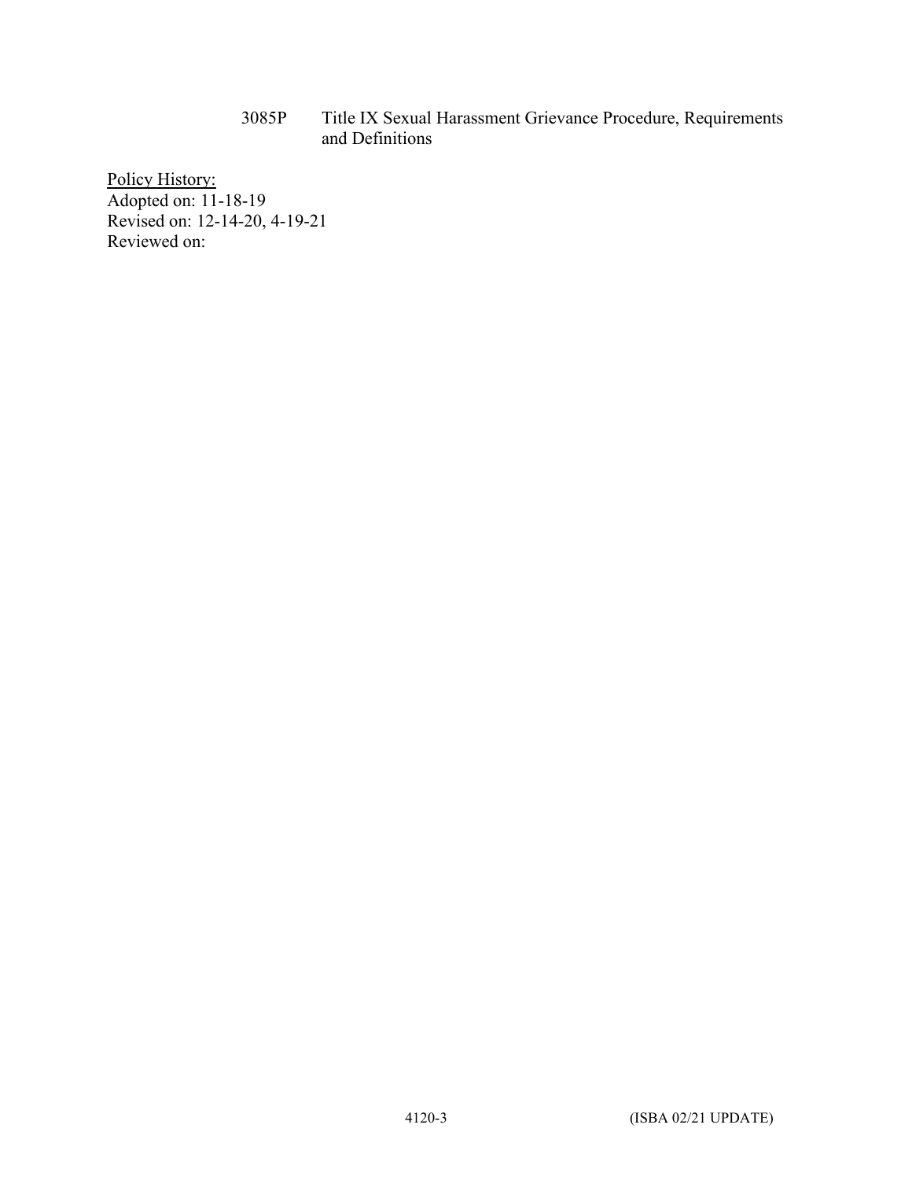3085P Title IX Sexual Harassment Grievance Procedure, Requirements and Definitions

<u>Policy History:</u>
Adopted on: 11-18-19
Revised on: 12-14-20, 4-19-21
Reviewed on: